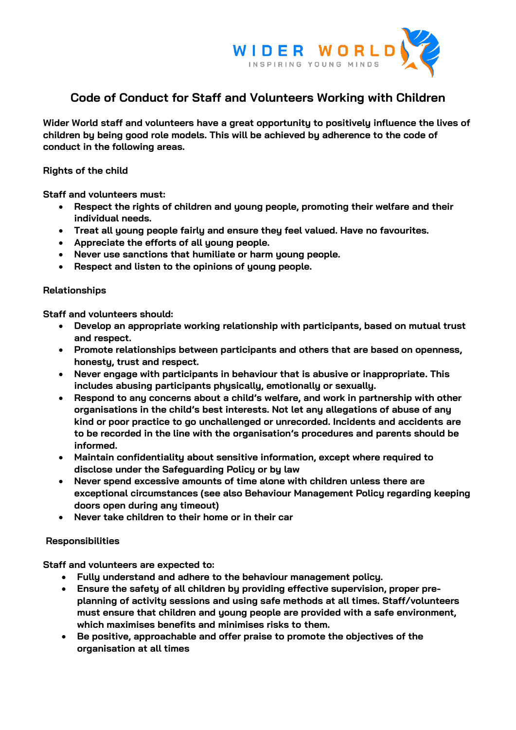# Code of Conduct for Staff and Volunteers Working with Children

**Wider World staff and volunteers have a great opportunity to positively influence the lives of children by being good role models. This will be achieved by adherence to the code of conduct in the following areas.**

**Rights of the child**

**Staff and volunteers must:**

- **Respect the rights of children and young people, promoting their welfare and their individual needs.**
- **Treat all young people fairly and ensure they feel valued. Have no favourites.**
- **Appreciate the efforts of all young people.**
- **Never use sanctions that humiliate or harm young people.**
- **Respect and listen to the opinions of young people.**

**Relationships**

**Staff and volunteers should:**

- **Develop an appropriate working relationship with participants, based on mutual trust and respect.**
- **Promote relationships between participants and others that are based on openness, honesty, trust and respect.**
- **Never engage with participants in behaviour that is abusive or inappropriate. This includes abusing participants physically, emotionally or sexually.**
- **Respond to any concerns about a child's welfare, and work in partnership with other organisations in the child's best interests. Not let any allegations of abuse of any kind or poor practice to go unchallenged or unrecorded. Incidents and accidents are to be recorded in the line with the organisation's procedures and parents should be informed.**
- **Maintain confidentiality about sensitive information, except where required to disclose under the Safeguarding Policy or by law**
- **Never spend excessive amounts of time alone with children unless there are exceptional circumstances (see also Behaviour Management Policy regarding keeping doors open during any timeout)**
- **Never take children to their home or in their car**

**Responsibilities**

**Staff and volunteers are expected to:**

- **Fully understand and adhere to the behaviour management policy.**
- **Ensure the safety of all children by providing effective supervision, proper pre-planning of activity sessions and using safe methods at all times. Staff/volunteers must ensure that children and young people are provided with a safe environment, which maximises benefits and minimises risks to them.**
- **Be positive, approachable and offer praise to promote the objectives of the organisation at all times**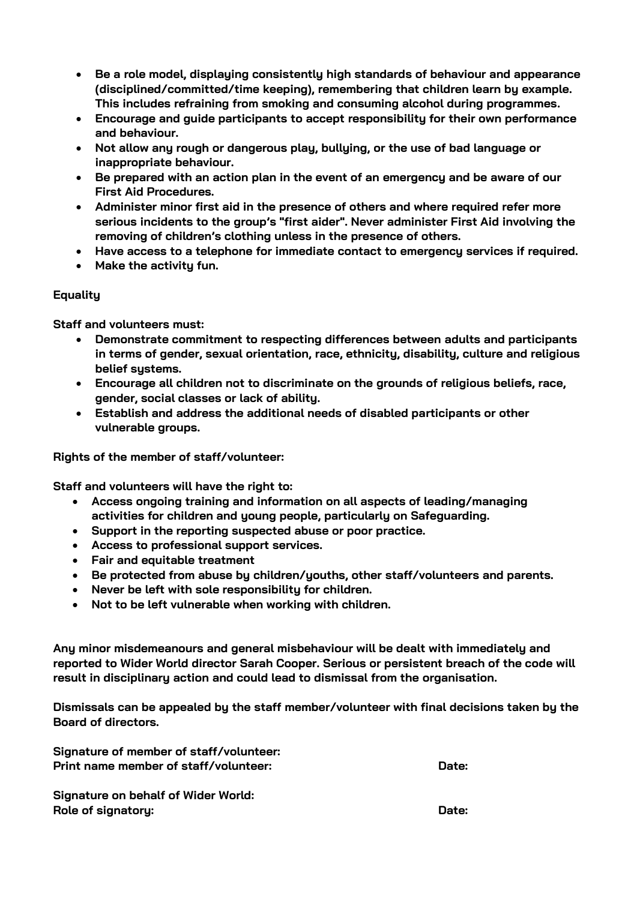- **Be a role model, displaying consistently high standards of behaviour and appearance (disciplined/committed/time keeping), remembering that children learn by example. This includes refraining from smoking and consuming alcohol during programmes.**
- **Encourage and guide participants to accept responsibility for their own performance and behaviour.**
- **Not allow any rough or dangerous play, bullying, or the use of bad language or inappropriate behaviour.**
- **Be prepared with an action plan in the event of an emergency and be aware of our First Aid Procedures.**
- **Administer minor first aid in the presence of others and where required refer more serious incidents to the group's "first aider". Never administer First Aid involving the removing of children's clothing unless in the presence of others.**
- **Have access to a telephone for immediate contact to emergency services if required.**
- **Make the activity fun.**

**Equality**

**Staff and volunteers must:**

- **Demonstrate commitment to respecting differences between adults and participants in terms of gender, sexual orientation, race, ethnicity, disability, culture and religious belief systems.**
- **Encourage all children not to discriminate on the grounds of religious beliefs, race, gender, social classes or lack of ability.**
- **Establish and address the additional needs of disabled participants or other vulnerable groups.**

**Rights of the member of staff/volunteer:**

**Staff and volunteers will have the right to:**

- **Access ongoing training and information on all aspects of leading/managing activities for children and young people, particularly on Safeguarding.**
- **Support in the reporting suspected abuse or poor practice.**
- **Access to professional support services.**
- **Fair and equitable treatment**
- **Be protected from abuse by children/youths, other staff/volunteers and parents.**
- **Never be left with sole responsibility for children.**
- **Not to be left vulnerable when working with children.**

**Any minor misdemeanours and general misbehaviour will be dealt with immediately and reported to Wider World director Sarah Cooper. Serious or persistent breach of the code will result in disciplinary action and could lead to dismissal from the organisation.**

**Dismissals can be appealed by the staff member/volunteer with final decisions taken by the Board of directors.**

**Signature of member of staff/volunteer:**
**Print name member of staff/volunteer:** **Date:**

**Signature on behalf of Wider World:**
**Role of signatory:** **Date:**